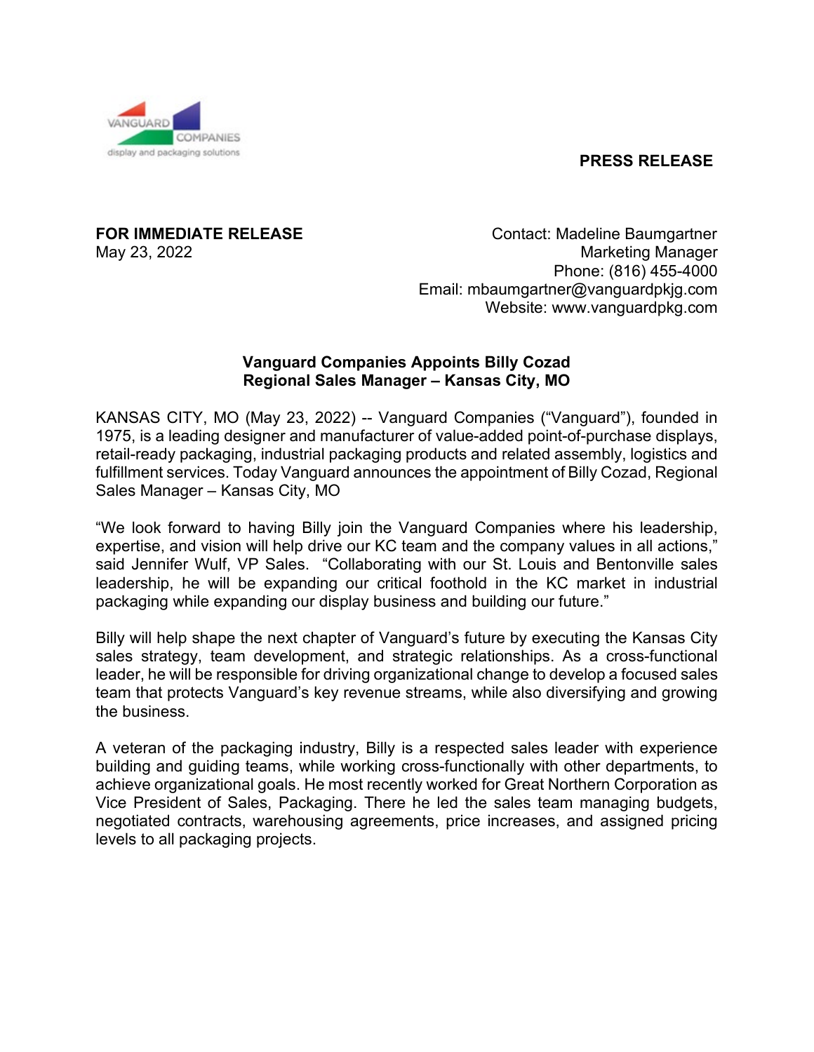VANGUARD COMPANIES
display and packaging solutions

**PRESS RELEASE**

**FOR IMMEDIATE RELEASE**
May 23, 2022

Contact: Madeline Baumgartner
Marketing Manager
Phone: (816) 455-4000
Email: mbaumgartner@vanguardpkjg.com
Website: www.vanguardpkg.com

## Vanguard Companies Appoints Billy Cozad Regional Sales Manager – Kansas City, MO

KANSAS CITY, MO (May 23, 2022) -- Vanguard Companies ("Vanguard"), founded in 1975, is a leading designer and manufacturer of value-added point-of-purchase displays, retail-ready packaging, industrial packaging products and related assembly, logistics and fulfillment services. Today Vanguard announces the appointment of Billy Cozad, Regional Sales Manager – Kansas City, MO

"We look forward to having Billy join the Vanguard Companies where his leadership, expertise, and vision will help drive our KC team and the company values in all actions," said Jennifer Wulf, VP Sales. "Collaborating with our St. Louis and Bentonville sales leadership, he will be expanding our critical foothold in the KC market in industrial packaging while expanding our display business and building our future."

Billy will help shape the next chapter of Vanguard's future by executing the Kansas City sales strategy, team development, and strategic relationships. As a cross-functional leader, he will be responsible for driving organizational change to develop a focused sales team that protects Vanguard's key revenue streams, while also diversifying and growing the business.

A veteran of the packaging industry, Billy is a respected sales leader with experience building and guiding teams, while working cross-functionally with other departments, to achieve organizational goals. He most recently worked for Great Northern Corporation as Vice President of Sales, Packaging. There he led the sales team managing budgets, negotiated contracts, warehousing agreements, price increases, and assigned pricing levels to all packaging projects.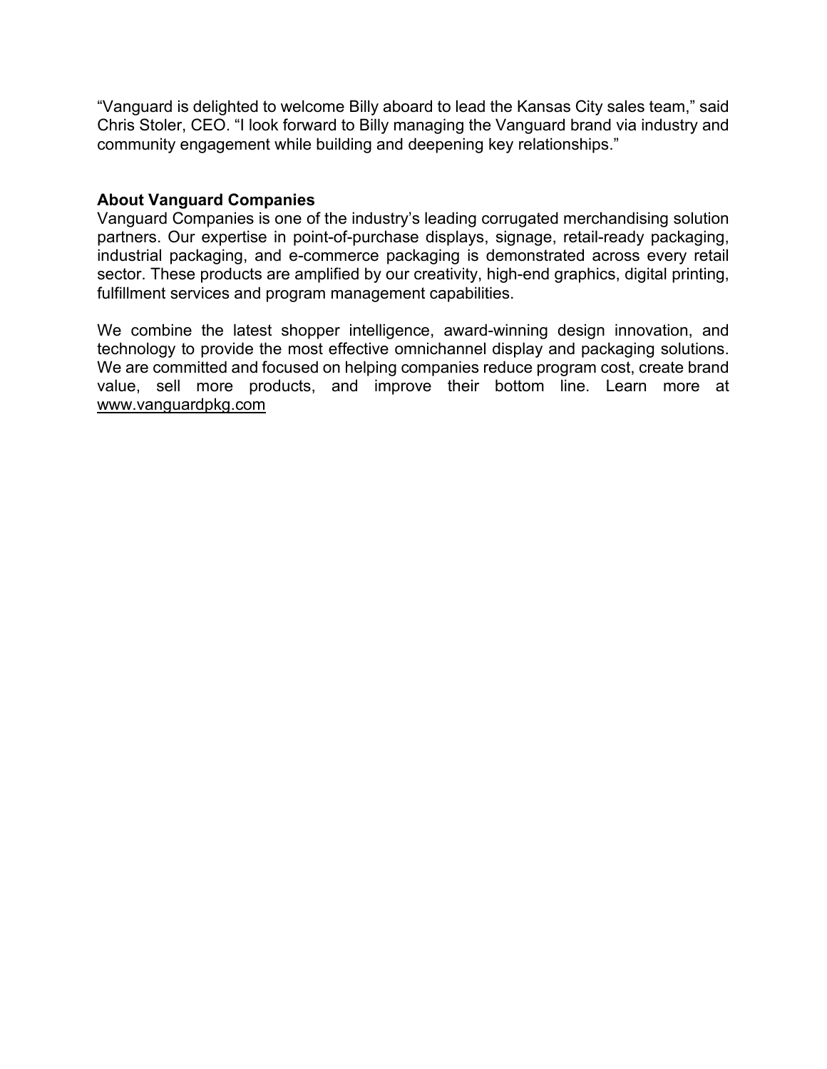"Vanguard is delighted to welcome Billy aboard to lead the Kansas City sales team," said Chris Stoler, CEO. "I look forward to Billy managing the Vanguard brand via industry and community engagement while building and deepening key relationships."

**About Vanguard Companies**

Vanguard Companies is one of the industry's leading corrugated merchandising solution partners. Our expertise in point-of-purchase displays, signage, retail-ready packaging, industrial packaging, and e-commerce packaging is demonstrated across every retail sector. These products are amplified by our creativity, high-end graphics, digital printing, fulfillment services and program management capabilities.

We combine the latest shopper intelligence, award-winning design innovation, and technology to provide the most effective omnichannel display and packaging solutions. We are committed and focused on helping companies reduce program cost, create brand value, sell more products, and improve their bottom line. Learn more at www.vanguardpkg.com